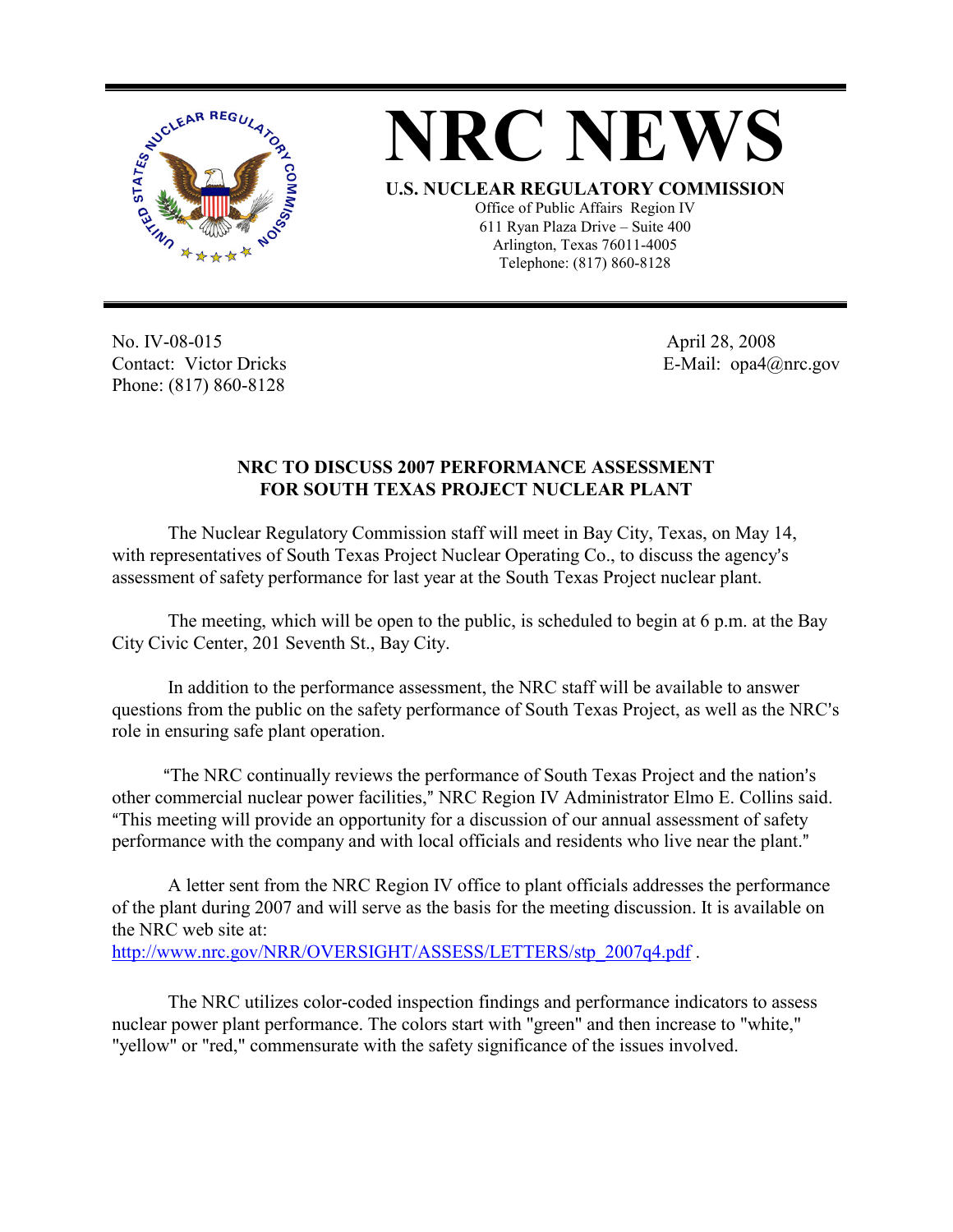# NRC NEWS

**U.S. NUCLEAR REGULATORY COMMISSION**

Office of Public Affairs Region IV
611 Ryan Plaza Drive – Suite 400
Arlington, Texas 76011-4005
Telephone: (817) 860-8128

No. IV-08-015
Contact: Victor Dricks
Phone: (817) 860-8128

April 28, 2008
E-Mail: opa4@nrc.gov

## NRC TO DISCUSS 2007 PERFORMANCE ASSESSMENT FOR SOUTH TEXAS PROJECT NUCLEAR PLANT

The Nuclear Regulatory Commission staff will meet in Bay City, Texas, on May 14, with representatives of South Texas Project Nuclear Operating Co., to discuss the agency's assessment of safety performance for last year at the South Texas Project nuclear plant.

The meeting, which will be open to the public, is scheduled to begin at 6 p.m. at the Bay City Civic Center, 201 Seventh St., Bay City.

In addition to the performance assessment, the NRC staff will be available to answer questions from the public on the safety performance of South Texas Project, as well as the NRC's role in ensuring safe plant operation.

"The NRC continually reviews the performance of South Texas Project and the nation's other commercial nuclear power facilities," NRC Region IV Administrator Elmo E. Collins said. "This meeting will provide an opportunity for a discussion of our annual assessment of safety performance with the company and with local officials and residents who live near the plant."

A letter sent from the NRC Region IV office to plant officials addresses the performance of the plant during 2007 and will serve as the basis for the meeting discussion. It is available on the NRC web site at:
http://www.nrc.gov/NRR/OVERSIGHT/ASSESS/LETTERS/stp_2007q4.pdf .

The NRC utilizes color-coded inspection findings and performance indicators to assess nuclear power plant performance. The colors start with "green" and then increase to "white," "yellow" or "red," commensurate with the safety significance of the issues involved.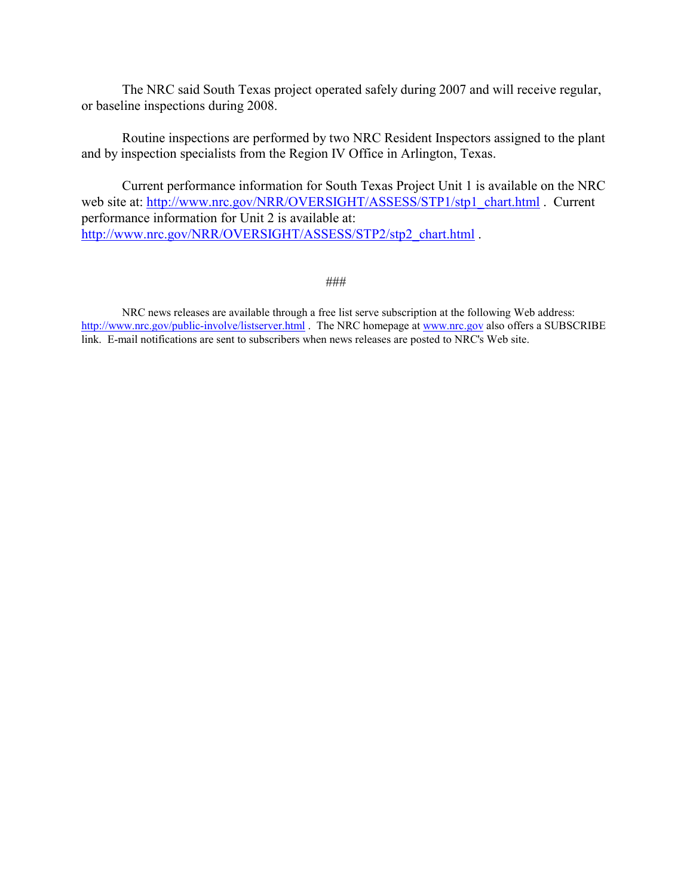The NRC said South Texas project operated safely during 2007 and will receive regular, or baseline inspections during 2008.

Routine inspections are performed by two NRC Resident Inspectors assigned to the plant and by inspection specialists from the Region IV Office in Arlington, Texas.

Current performance information for South Texas Project Unit 1 is available on the NRC web site at: http://www.nrc.gov/NRR/OVERSIGHT/ASSESS/STP1/stp1_chart.html . Current performance information for Unit 2 is available at: http://www.nrc.gov/NRR/OVERSIGHT/ASSESS/STP2/stp2_chart.html .

###

NRC news releases are available through a free list serve subscription at the following Web address: http://www.nrc.gov/public-involve/listserver.html . The NRC homepage at www.nrc.gov also offers a SUBSCRIBE link. E-mail notifications are sent to subscribers when news releases are posted to NRC's Web site.